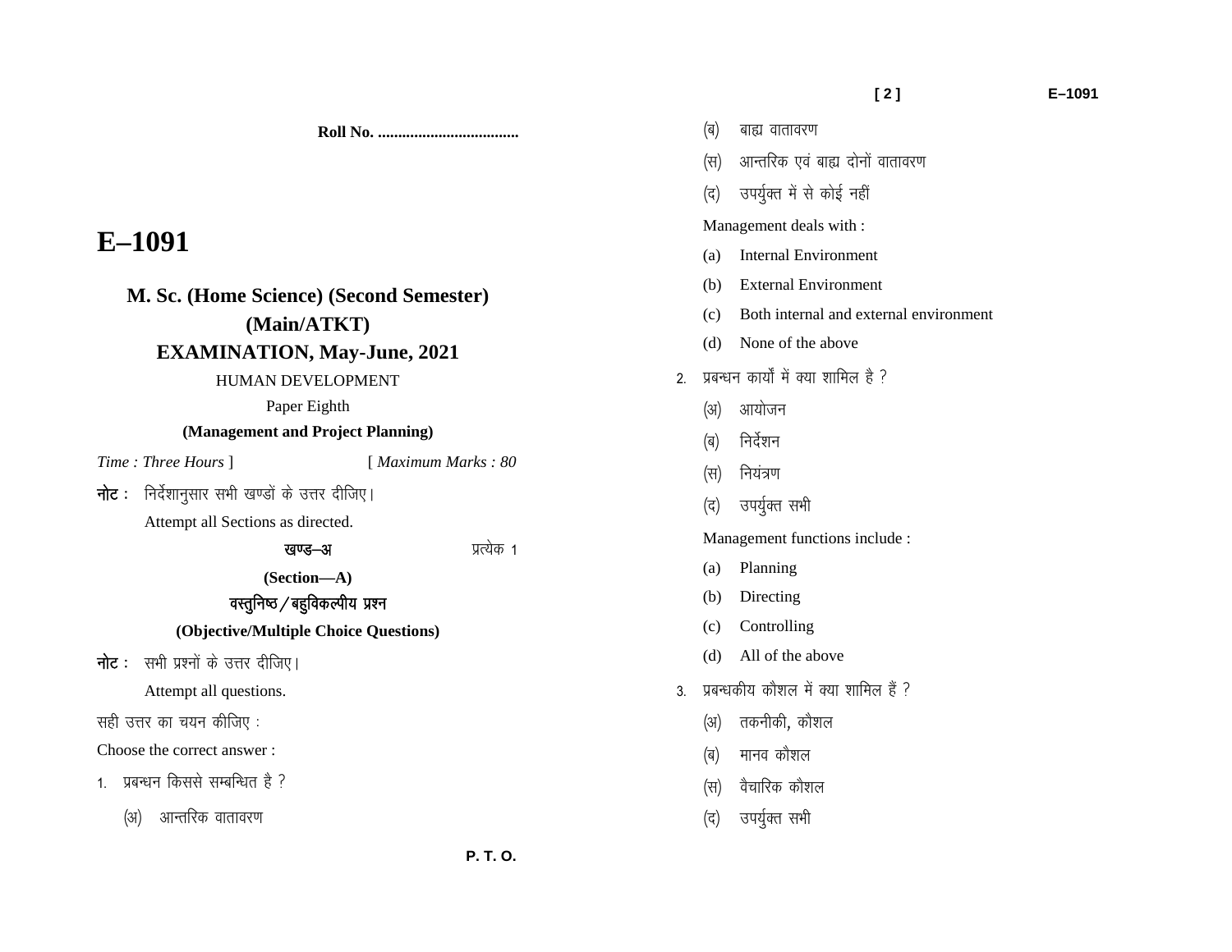Roll No. ..................................

# E–1091

## M. Sc. (Home Science) (Second Semester) (Main/ATKT) EXAMINATION, May-June, 2021

HUMAN DEVELOPMENT

Paper Eighth

**(Management and Project Planning)**

*Time : Three Hours* ] [ *Maximum Marks : 80*

**नोट :** निर्देशानुसार सभी खण्डों के उत्तर दीजिए।

Attempt all Sections as directed.

**खण्ड–अ** प्रत्येक 1

**(Section—A)**

**वस्तुनिष्ठ / बहुविकल्पीय प्रश्न**

**(Objective/Multiple Choice Questions)**

**नोट :** सभी प्रश्नों के उत्तर दीजिए।

Attempt all questions.

सही उत्तर का चयन कीजिए :

Choose the correct answer :

1. प्रबन्धन किससे सम्बन्धित है ?

   (अ) आन्तरिक वातावरण

   (ब) बाह्य वातावरण

   (स) आन्तरिक एवं बाह्य दोनों वातावरण

   (द) उपर्युक्त में से कोई नहीं

   Management deals with :

   (a) Internal Environment

   (b) External Environment

   (c) Both internal and external environment

   (d) None of the above

2. प्रबन्धन कार्यों में क्या शामिल है ?

   (अ) आयोजन

   (ब) निर्देशन

   (स) नियंत्रण

   (द) उपर्युक्त सभी

   Management functions include :

   (a) Planning

   (b) Directing

   (c) Controlling

   (d) All of the above

3. प्रबन्धकीय कौशल में क्या शामिल हैं ?

   (अ) तकनीकी, कौशल

   (ब) मानव कौशल

   (स) वैचारिक कौशल

   (द) उपर्युक्त सभी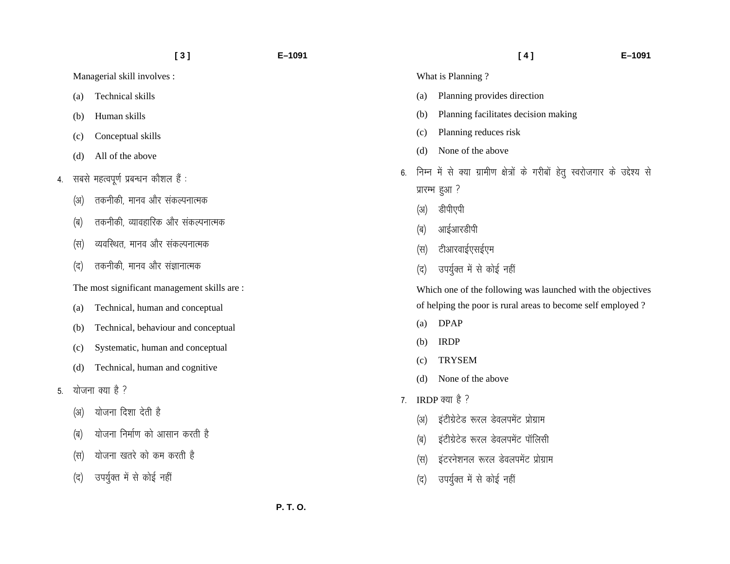Managerial skill involves :

(a) Technical skills

(b) Human skills

(c) Conceptual skills

(d) All of the above

4. सबसे महत्वपूर्ण प्रबन्धन कौशल हैं :

(अ) तकनीकी, मानव और संकल्पनात्मक

(ब) तकनीकी, व्यावहारिक और संकल्पनात्मक

(स) व्यवस्थित, मानव और संकल्पनात्मक

(द) तकनीकी, मानव और संज्ञानात्मक

The most significant management skills are :

(a) Technical, human and conceptual

(b) Technical, behaviour and conceptual

(c) Systematic, human and conceptual

(d) Technical, human and cognitive

5. योजना क्या है ?

(अ) योजना दिशा देती है

(ब) योजना निर्माण को आसान करती है

(स) योजना खतरे को कम करती है

(द) उपर्युक्त में से कोई नहीं

What is Planning ?

(a) Planning provides direction

(b) Planning facilitates decision making

(c) Planning reduces risk

(d) None of the above

6. निम्न में से क्या ग्रामीण क्षेत्रों के गरीबों हेतु स्वरोजगार के उद्देश्य से प्रारम्भ हुआ ?

(अ) डीपीएपी

(ब) आईआरडीपी

(स) टीआरवाईएसईएम

(द) उपर्युक्त में से कोई नहीं

Which one of the following was launched with the objectives of helping the poor is rural areas to become self employed ?

(a) DPAP

(b) IRDP

(c) TRYSEM

(d) None of the above

7. IRDP क्या है ?

(अ) इंटीग्रेटेड रूरल डेवलपमेंट प्रोग्राम

(ब) इंटीग्रेटेड रूरल डेवलपमेंट पॉलिसी

(स) इंटरनेशनल रूरल डेवलपमेंट प्रोग्राम

(द) उपर्युक्त में से कोई नहीं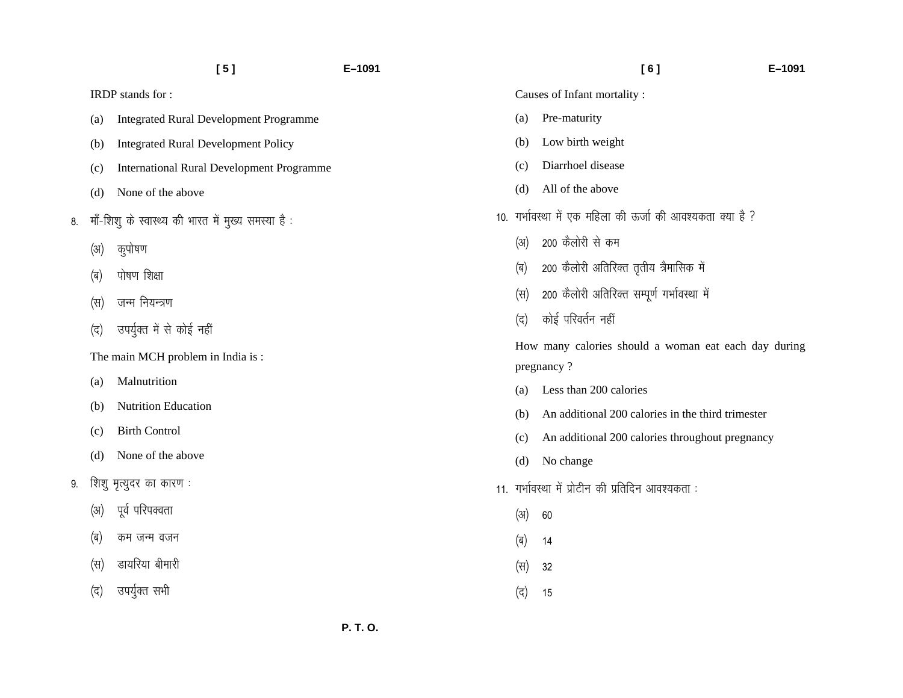IRDP stands for :

(a) Integrated Rural Development Programme

(b) Integrated Rural Development Policy

(c) International Rural Development Programme

(d) None of the above

8. माँ-शिशु के स्वास्थ्य की भारत में मुख्य समस्या है :

(अ) कुपोषण

(ब) पोषण शिक्षा

(स) जन्म नियन्त्रण

(द) उपर्युक्त में से कोई नहीं

The main MCH problem in India is :

(a) Malnutrition

(b) Nutrition Education

(c) Birth Control

(d) None of the above

9. शिशु मृत्युदर का कारण :

(अ) पूर्व परिपक्वता

(ब) कम जन्म वजन

(स) डायरिया बीमारी

(द) उपर्युक्त सभी

Causes of Infant mortality :

(a) Pre-maturity

(b) Low birth weight

(c) Diarrhoel disease

(d) All of the above

10. गर्भावस्था में एक महिला की ऊर्जा की आवश्यकता क्या है ?

(अ) 200 कैलोरी से कम

(ब) 200 कैलोरी अतिरिक्त तृतीय त्रैमासिक में

(स) 200 कैलोरी अतिरिक्त सम्पूर्ण गर्भावस्था में

(द) कोई परिवर्तन नहीं

How many calories should a woman eat each day during pregnancy ?

(a) Less than 200 calories

(b) An additional 200 calories in the third trimester

(c) An additional 200 calories throughout pregnancy

(d) No change

11. गर्भावस्था में प्रोटीन की प्रतिदिन आवश्यकता :

(अ) 60

(ब) 14

(स) 32

(द) 15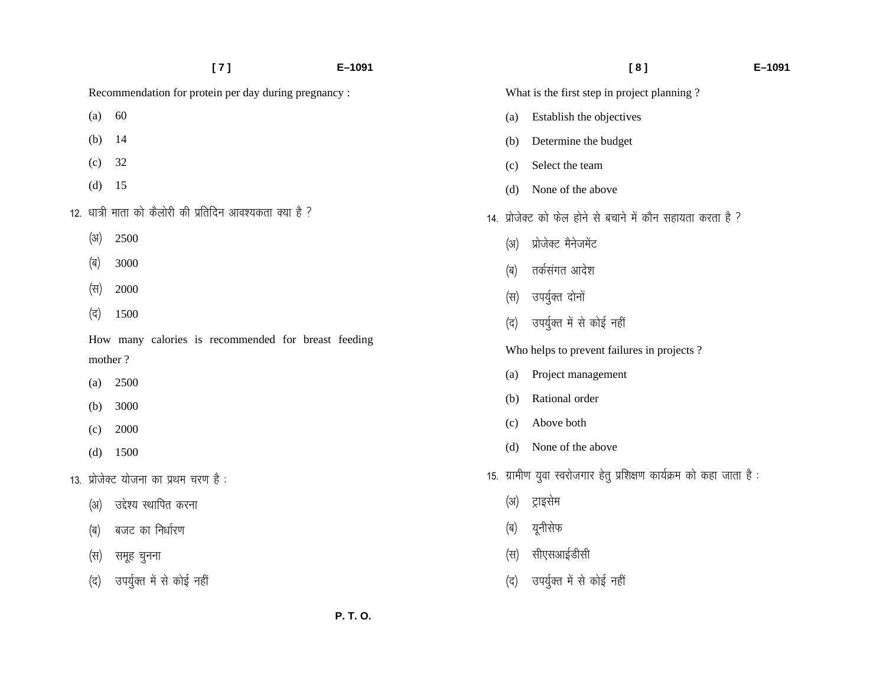Recommendation for protein per day during pregnancy :

(a) 60

(b) 14

(c) 32

(d) 15

12. धात्री माता को कैलोरी की प्रतिदिन आवश्यकता क्या है ?

(अ) 2500

(ब) 3000

(स) 2000

(द) 1500

How many calories is recommended for breast feeding mother ?

(a) 2500

(b) 3000

(c) 2000

(d) 1500

13. प्रोजेक्ट योजना का प्रथम चरण है :

(अ) उद्देश्य स्थापित करना

(ब) बजट का निर्धारण

(स) समूह चुनना

(द) उपर्युक्त में से कोई नहीं

What is the first step in project planning ?

(a) Establish the objectives

(b) Determine the budget

(c) Select the team

(d) None of the above

14. प्रोजेक्ट को फेल होने से बचाने में कौन सहायता करता है ?

(अ) प्रोजेक्ट मैनेजमेंट

(ब) तर्कसंगत आदेश

(स) उपर्युक्त दोनों

(द) उपर्युक्त में से कोई नहीं

Who helps to prevent failures in projects ?

(a) Project management

(b) Rational order

(c) Above both

(d) None of the above

15. ग्रामीण युवा स्वरोजगार हेतु प्रशिक्षण कार्यक्रम को कहा जाता है :

(अ) ट्राइसेम

(ब) यूनीसेफ

(स) सीएसआईडीसी

(द) उपर्युक्त में से कोई नहीं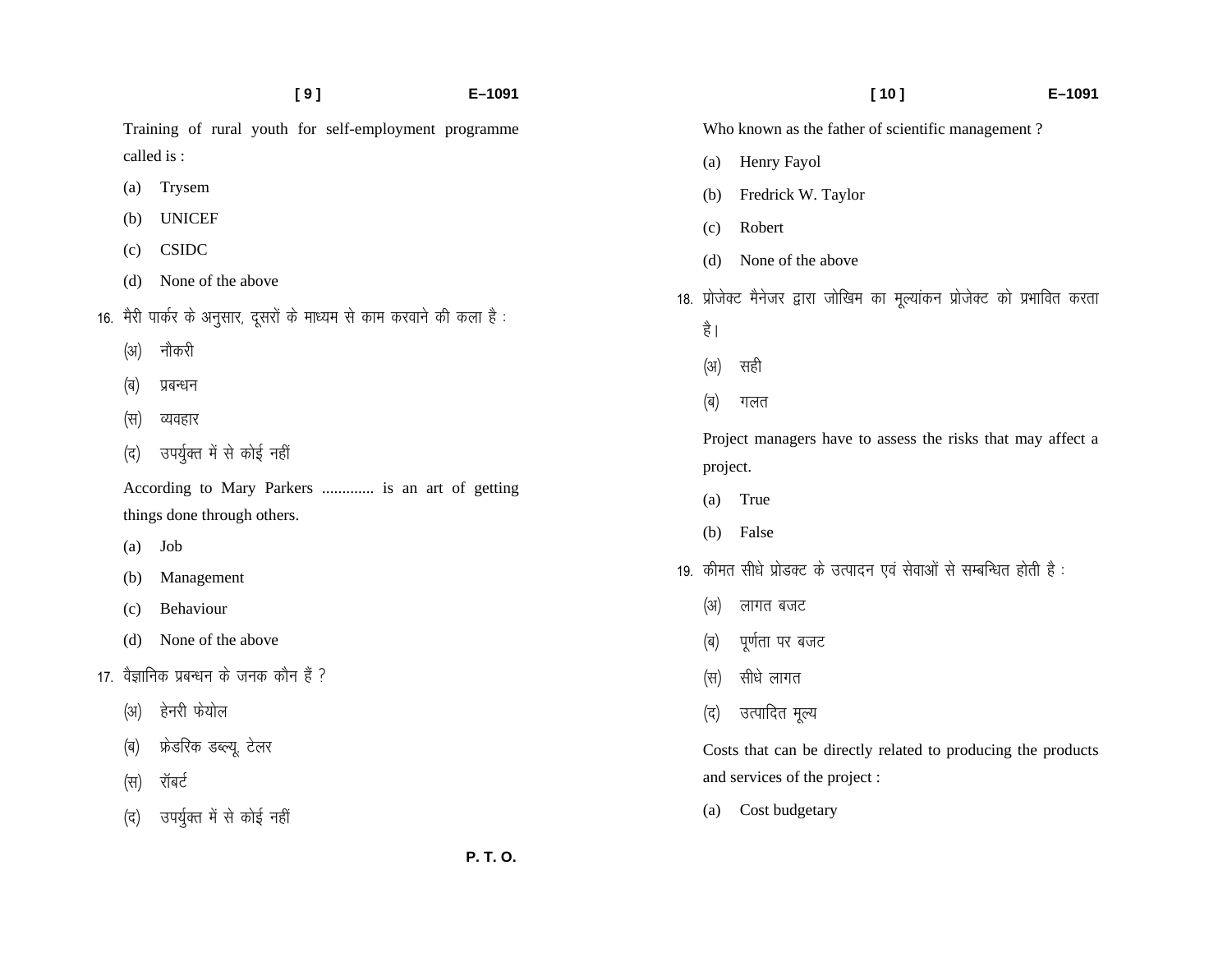Training of rural youth for self-employment programme called is :

(a) Trysem

(b) UNICEF

(c) CSIDC

(d) None of the above

16. मैरी पार्कर के अनुसार, दूसरों के माध्यम से काम करवाने की कला है :

(अ) नौकरी

(ब) प्रबन्धन

(स) व्यवहार

(द) उपर्युक्त में से कोई नहीं

According to Mary Parkers ............. is an art of getting things done through others.

(a) Job

(b) Management

(c) Behaviour

(d) None of the above

17. वैज्ञानिक प्रबन्धन के जनक कौन हैं ?

(अ) हेनरी फेयोल

(ब) फ्रेडरिक डब्ल्यू. टेलर

(स) रॉबर्ट

(द) उपर्युक्त में से कोई नहीं

Who known as the father of scientific management ?

(a) Henry Fayol

(b) Fredrick W. Taylor

(c) Robert

(d) None of the above

18. प्रोजेक्ट मैनेजर द्वारा जोखिम का मूल्यांकन प्रोजेक्ट को प्रभावित करता है।

(अ) सही

(ब) गलत

Project managers have to assess the risks that may affect a project.

(a) True

(b) False

19. कीमत सीधे प्रोडक्ट के उत्पादन एवं सेवाओं से सम्बन्धित होती है :

(अ) लागत बजट

(ब) पूर्णता पर बजट

(स) सीधे लागत

(द) उत्पादित मूल्य

Costs that can be directly related to producing the products and services of the project :

(a) Cost budgetary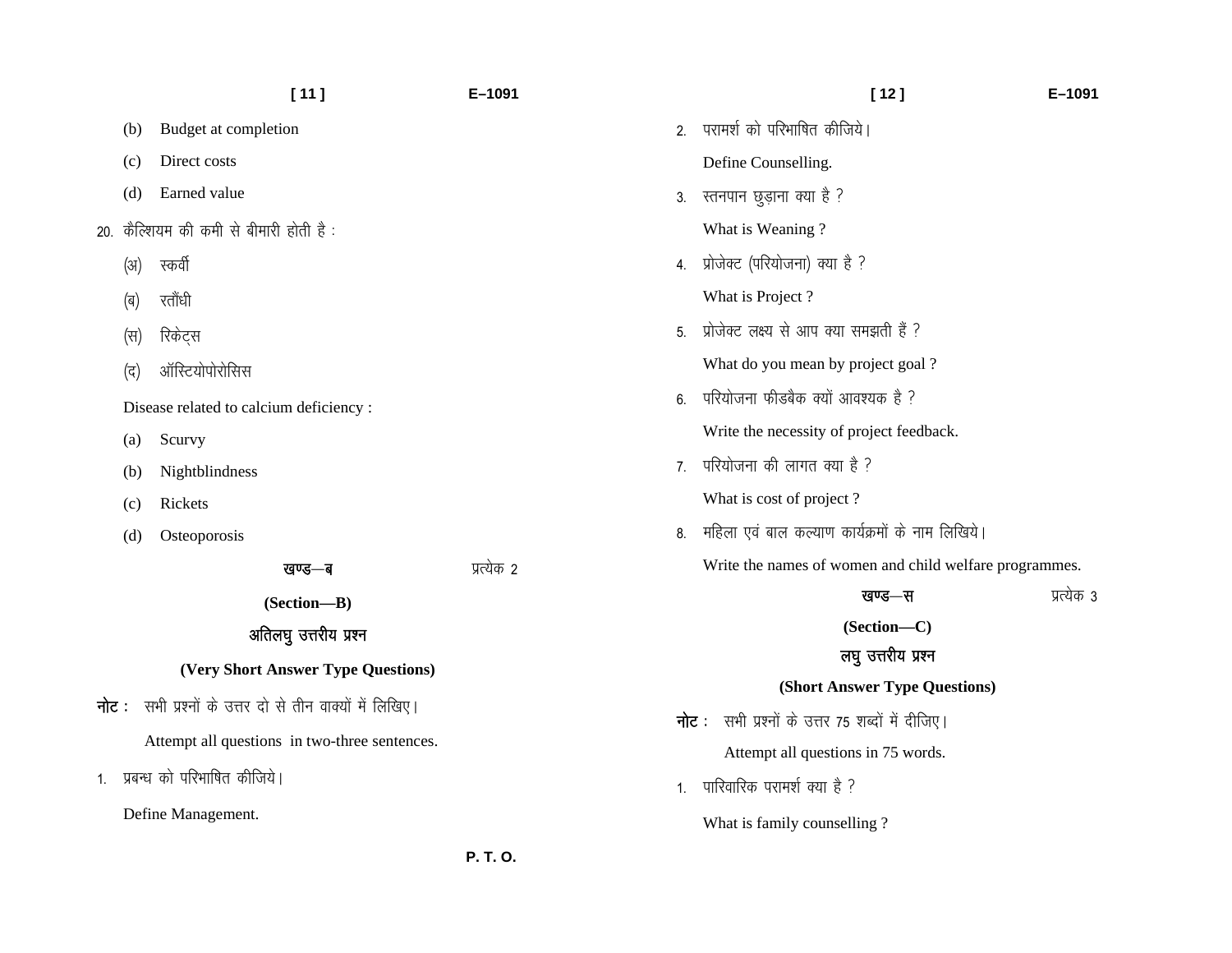(b) Budget at completion

(c) Direct costs

(d) Earned value

20. कैल्शियम की कमी से बीमारी होती है :

(अ) स्कर्वी

(ब) रतौंधी

(स) रिकेट्स

(द) ऑस्टियोपोरोसिस

Disease related to calcium deficiency :

(a) Scurvy

(b) Nightblindness

(c) Rickets

(d) Osteoporosis

## खण्ड—ब (Section—B) प्रत्येक 2

### अतिलघु उत्तरीय प्रश्न

### (Very Short Answer Type Questions)

**नोट :** सभी प्रश्नों के उत्तर दो से तीन वाक्यों में लिखिए।

Attempt all questions in two-three sentences.

1. प्रबन्ध को परिभाषित कीजिये।

   Define Management.

2. परामर्श को परिभाषित कीजिये।

   Define Counselling.

3. स्तनपान छुड़ाना क्या है ?

   What is Weaning ?

4. प्रोजेक्ट (परियोजना) क्या है ?

   What is Project ?

5. प्रोजेक्ट लक्ष्य से आप क्या समझती हैं ?

   What do you mean by project goal ?

6. परियोजना फीडबैक क्यों आवश्यक है ?

   Write the necessity of project feedback.

7. परियोजना की लागत क्या है ?

   What is cost of project ?

8. महिला एवं बाल कल्याण कार्यक्रमों के नाम लिखिये।

   Write the names of women and child welfare programmes.

## खण्ड—स (Section—C) प्रत्येक 3

### लघु उत्तरीय प्रश्न

### (Short Answer Type Questions)

**नोट :** सभी प्रश्नों के उत्तर 75 शब्दों में दीजिए।

Attempt all questions in 75 words.

1. पारिवारिक परामर्श क्या है ?

   What is family counselling ?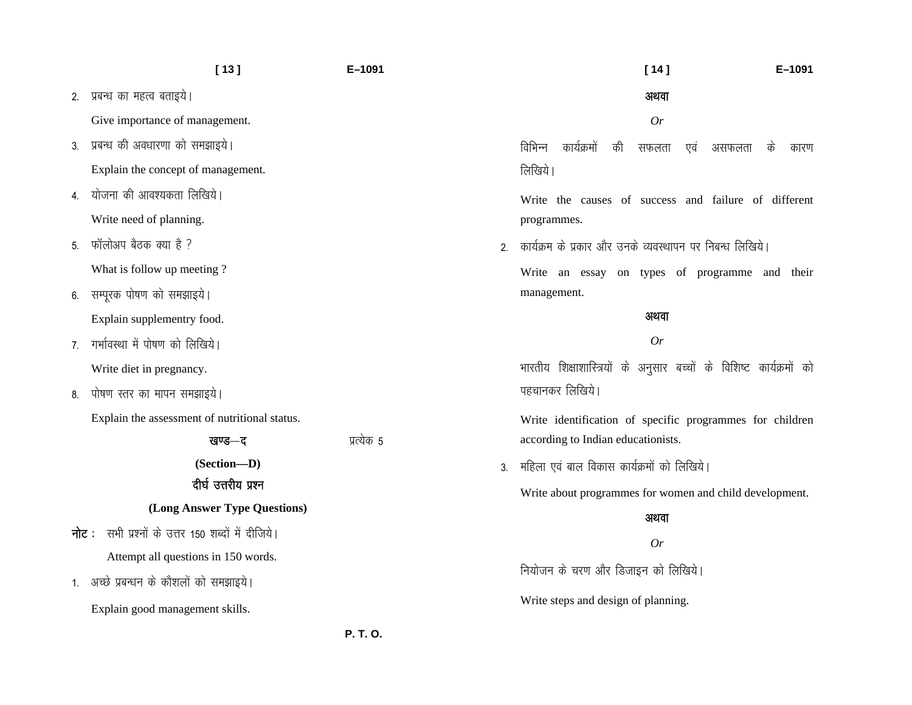2. प्रबन्ध का महत्व बताइये।

   Give importance of management.

3. प्रबन्ध की अवधारणा को समझाइये।

   Explain the concept of management.

4. योजना की आवश्यकता लिखिये।

   Write need of planning.

5. फॉलोअप बैठक क्या है ?

   What is follow up meeting ?

6. सम्पूरक पोषण को समझाइये।

   Explain supplementry food.

7. गर्भावस्था में पोषण को लिखिये।

   Write diet in pregnancy.

8. पोषण स्तर का मापन समझाइये।

   Explain the assessment of nutritional status.

## खण्ड—द (Section—D)

प्रत्येक 5

### दीर्घ उत्तरीय प्रश्न

### (Long Answer Type Questions)

**नोट :** सभी प्रश्नों के उत्तर 150 शब्दों में दीजिये।

Attempt all questions in 150 words.

1. अच्छे प्रबन्धन के कौशलों को समझाइये।

   Explain good management skills.

**अथवा**

*Or*

विभिन्न कार्यक्रमों की सफलता एवं असफलता के कारण लिखिये।

Write the causes of success and failure of different programmes.

2. कार्यक्रम के प्रकार और उनके व्यवस्थापन पर निबन्ध लिखिये।

   Write an essay on types of programme and their management.

**अथवा**

*Or*

भारतीय शिक्षाशास्त्रियों के अनुसार बच्चों के विशिष्ट कार्यक्रमों को पहचानकर लिखिये।

Write identification of specific programmes for children according to Indian educationists.

3. महिला एवं बाल विकास कार्यक्रमों को लिखिये।

   Write about programmes for women and child development.

**अथवा**

*Or*

नियोजन के चरण और डिजाइन को लिखिये।

Write steps and design of planning.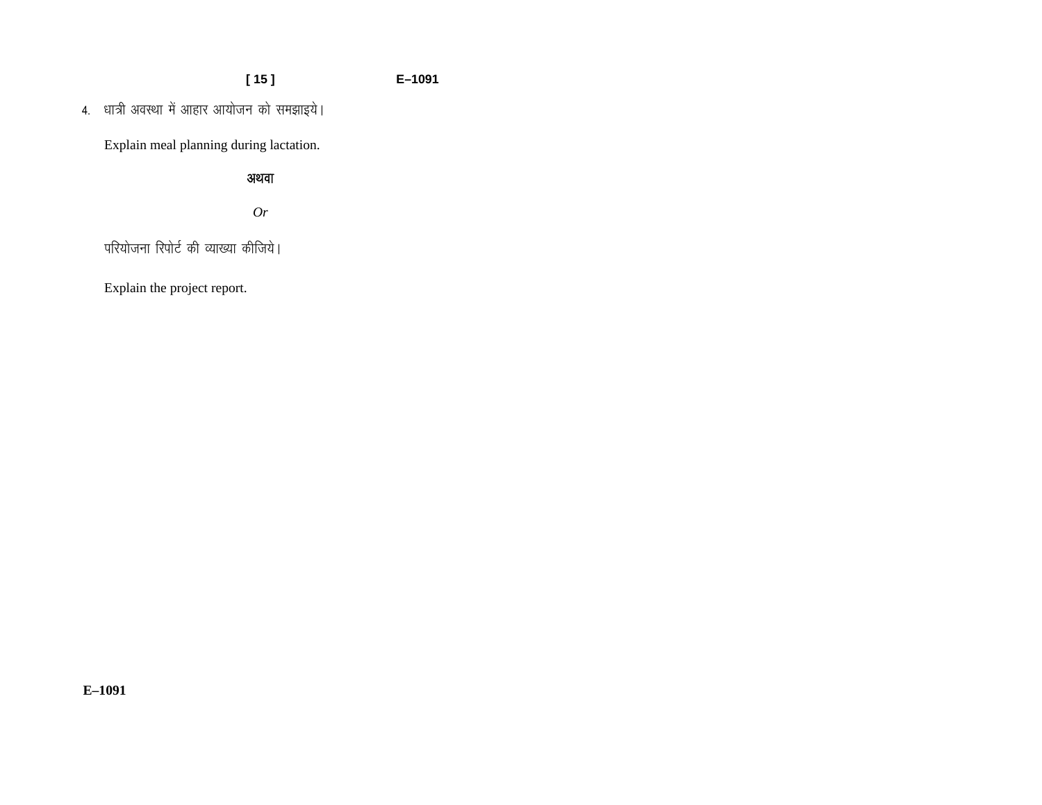4. धात्री अवस्था में आहार आयोजन को समझाइये।

   Explain meal planning during lactation.

अथवा

*Or*

परियोजना रिपोर्ट की व्याख्या कीजिये।

Explain the project report.